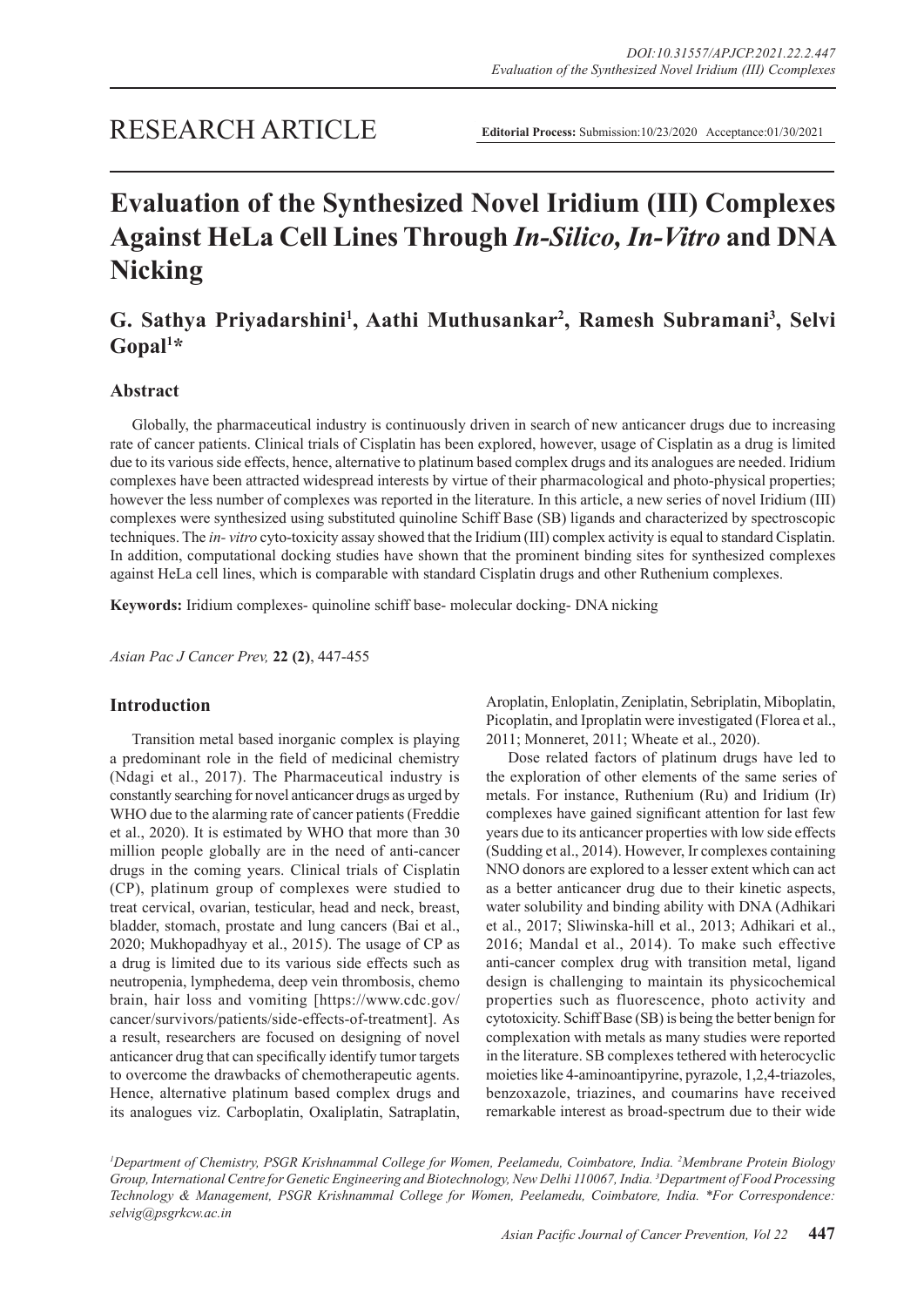RESEARCH ARTICLE

**Editorial Process:** Submission:10/23/2020 Acceptance:01/30/2021

# Evaluation of the Synthesized Novel Iridium (III) Complexes Against HeLa Cell Lines Through *In-Silico, In-Vitro* and DNA Nicking

## G. Sathya Priyadarshini[1], Aathi Muthusankar[2], Ramesh Subramani[3], Selvi Gopal[1]*

### Abstract

Globally, the pharmaceutical industry is continuously driven in search of new anticancer drugs due to increasing rate of cancer patients. Clinical trials of Cisplatin has been explored, however, usage of Cisplatin as a drug is limited due to its various side effects, hence, alternative to platinum based complex drugs and its analogues are needed. Iridium complexes have been attracted widespread interests by virtue of their pharmacological and photo-physical properties; however the less number of complexes was reported in the literature. In this article, a new series of novel Iridium (III) complexes were synthesized using substituted quinoline Schiff Base (SB) ligands and characterized by spectroscopic techniques. The *in- vitro* cyto-toxicity assay showed that the Iridium (III) complex activity is equal to standard Cisplatin. In addition, computational docking studies have shown that the prominent binding sites for synthesized complexes against HeLa cell lines, which is comparable with standard Cisplatin drugs and other Ruthenium complexes.

**Keywords:** Iridium complexes- quinoline schiff base- molecular docking- DNA nicking

*Asian Pac J Cancer Prev,* **22 (2)**, 447-455

### Introduction

Transition metal based inorganic complex is playing a predominant role in the field of medicinal chemistry (Ndagi et al., 2017). The Pharmaceutical industry is constantly searching for novel anticancer drugs as urged by WHO due to the alarming rate of cancer patients (Freddie et al., 2020). It is estimated by WHO that more than 30 million people globally are in the need of anti-cancer drugs in the coming years. Clinical trials of Cisplatin (CP), platinum group of complexes were studied to treat cervical, ovarian, testicular, head and neck, breast, bladder, stomach, prostate and lung cancers (Bai et al., 2020; Mukhopadhyay et al., 2015). The usage of CP as a drug is limited due to its various side effects such as neutropenia, lymphedema, deep vein thrombosis, chemo brain, hair loss and vomiting [https://www.cdc.gov/cancer/survivors/patients/side-effects-of-treatment]. As a result, researchers are focused on designing of novel anticancer drug that can specifically identify tumor targets to overcome the drawbacks of chemotherapeutic agents. Hence, alternative platinum based complex drugs and its analogues viz. Carboplatin, Oxaliplatin, Satraplatin, Aroplatin, Enloplatin, Zeniplatin, Sebriplatin, Miboplatin, Picoplatin, and Iproplatin were investigated (Florea et al., 2011; Monneret, 2011; Wheate et al., 2020).

Dose related factors of platinum drugs have led to the exploration of other elements of the same series of metals. For instance, Ruthenium (Ru) and Iridium (Ir) complexes have gained significant attention for last few years due to its anticancer properties with low side effects (Sudding et al., 2014). However, Ir complexes containing NNO donors are explored to a lesser extent which can act as a better anticancer drug due to their kinetic aspects, water solubility and binding ability with DNA (Adhikari et al., 2017; Sliwinska-hill et al., 2013; Adhikari et al., 2016; Mandal et al., 2014). To make such effective anti-cancer complex drug with transition metal, ligand design is challenging to maintain its physicochemical properties such as fluorescence, photo activity and cytotoxicity. Schiff Base (SB) is being the better benign for complexation with metals as many studies were reported in the literature. SB complexes tethered with heterocyclic moieties like 4-aminoantipyrine, pyrazole, 1,2,4-triazoles, benzoxazole, triazines, and coumarins have received remarkable interest as broad-spectrum due to their wide

[1]Department of Chemistry, PSGR Krishnammal College for Women, Peelamedu, Coimbatore, India. [2]Membrane Protein Biology Group, International Centre for Genetic Engineering and Biotechnology, New Delhi 110067, India. [3]Department of Food Processing Technology & Management, PSGR Krishnammal College for Women, Peelamedu, Coimbatore, India. *For Correspondence: selvig@psgrkcw.ac.in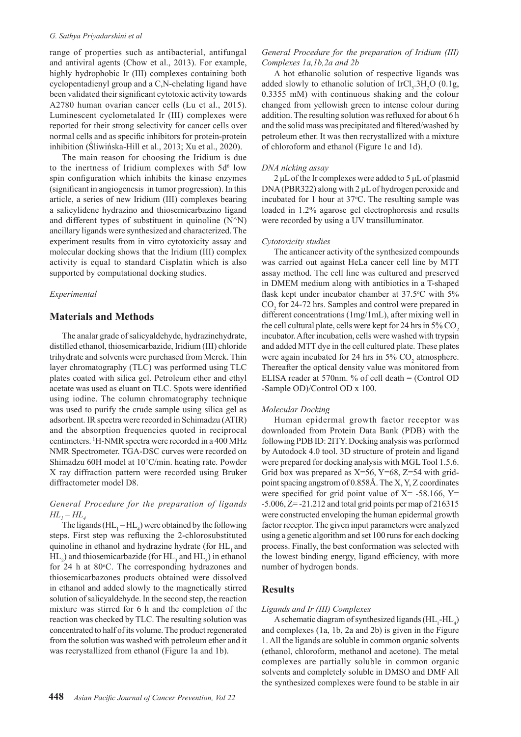range of properties such as antibacterial, antifungal and antiviral agents (Chow et al., 2013). For example, highly hydrophobic Ir (III) complexes containing both cyclopentadienyl group and a C,N-chelating ligand have been validated their significant cytotoxic activity towards A2780 human ovarian cancer cells (Lu et al., 2015). Luminescent cyclometalated Ir (III) complexes were reported for their strong selectivity for cancer cells over normal cells and as specific inhibitors for protein-protein inhibition (Śliwińska-Hill et al., 2013; Xu et al., 2020).

The main reason for choosing the Iridium is due to the inertness of Iridium complexes with $5d^6$ low spin configuration which inhibits the kinase enzymes (significant in angiogenesis in tumor progression). In this article, a series of new Iridium (III) complexes bearing a salicylidene hydrazino and thiosemicarbazino ligand and different types of substituent in quinoline (N^N) ancillary ligands were synthesized and characterized. The experiment results from in vitro cytotoxicity assay and molecular docking shows that the Iridium (III) complex activity is equal to standard Cisplatin which is also supported by computational docking studies.

*Experimental*

## Materials and Methods

The analar grade of salicyaldehyde, hydrazinehydrate, distilled ethanol, thiosemicarbazide, Iridium (III) chloride trihydrate and solvents were purchased from Merck. Thin layer chromatography (TLC) was performed using TLC plates coated with silica gel. Petroleum ether and ethyl acetate was used as eluant on TLC. Spots were identified using iodine. The column chromatography technique was used to purify the crude sample using silica gel as adsorbent. IR spectra were recorded in Schimadzu (ATIR) and the absorption frequencies quoted in reciprocal centimeters. $^1$H-NMR spectra were recorded in a 400 MHz NMR Spectrometer. TGA-DSC curves were recorded on Shimadzu 60H model at 10˚C/min. heating rate. Powder X ray diffraction pattern were recorded using Bruker diffractometer model D8.

*General Procedure for the preparation of ligands $HL_1$ – $HL_4$*

The ligands ($HL_1$ – $HL_4$) were obtained by the following steps. First step was refluxing the 2-chlorosubstituted quinoline in ethanol and hydrazine hydrate (for $HL_1$ and $HL_2$) and thiosemicarbazide (for $HL_3$ and $HL_4$) in ethanol for 24 h at 80°C. The corresponding hydrazones and thiosemicarbazones products obtained were dissolved in ethanol and added slowly to the magnetically stirred solution of salicyaldehyde. In the second step, the reaction mixture was stirred for 6 h and the completion of the reaction was checked by TLC. The resulting solution was concentrated to half of its volume. The product regenerated from the solution was washed with petroleum ether and it was recrystallized from ethanol (Figure 1a and 1b).

*General Procedure for the preparation of Iridium (III) Complexes 1a,1b,2a and 2b*

A hot ethanolic solution of respective ligands was added slowly to ethanolic solution of $IrCl_3.3H_2O$ (0.1g, 0.3355 mM) with continuous shaking and the colour changed from yellowish green to intense colour during addition. The resulting solution was refluxed for about 6 h and the solid mass was precipitated and filtered/washed by petroleum ether. It was then recrystallized with a mixture of chloroform and ethanol (Figure 1c and 1d).

*DNA nicking assay*

2 µL of the Ir complexes were added to 5 µL of plasmid DNA (PBR322) along with 2 µL of hydrogen peroxide and incubated for 1 hour at 37°C. The resulting sample was loaded in 1.2% agarose gel electrophoresis and results were recorded by using a UV transilluminator.

*Cytotoxicity studies*

The anticancer activity of the synthesized compounds was carried out against HeLa cancer cell line by MTT assay method. The cell line was cultured and preserved in DMEM medium along with antibiotics in a T-shaped flask kept under incubator chamber at 37.5°C with 5% $CO_2$ for 24-72 hrs. Samples and control were prepared in different concentrations (1mg/1mL), after mixing well in the cell cultural plate, cells were kept for 24 hrs in 5% $CO_2$ incubator. After incubation, cells were washed with trypsin and added MTT dye in the cell cultured plate. These plates were again incubated for 24 hrs in 5% $CO_2$ atmosphere. Thereafter the optical density value was monitored from ELISA reader at 570nm. % of cell death = (Control OD -Sample OD)/Control OD x 100.

*Molecular Docking*

Human epidermal growth factor receptor was downloaded from Protein Data Bank (PDB) with the following PDB ID: 2ITY. Docking analysis was performed by Autodock 4.0 tool. 3D structure of protein and ligand were prepared for docking analysis with MGL Tool 1.5.6. Grid box was prepared as X=56, Y=68, Z=54 with grid-point spacing angstrom of 0.858Å. The X, Y, Z coordinates were specified for grid point value of X= -58.166, Y= -5.006, Z= -21.212 and total grid points per map of 216315 were constructed enveloping the human epidermal growth factor receptor. The given input parameters were analyzed using a genetic algorithm and set 100 runs for each docking process. Finally, the best conformation was selected with the lowest binding energy, ligand efficiency, with more number of hydrogen bonds.

## Results

*Ligands and Ir (III) Complexes*

A schematic diagram of synthesized ligands ($HL_1$-$HL_4$) and complexes (1a, 1b, 2a and 2b) is given in the Figure 1. All the ligands are soluble in common organic solvents (ethanol, chloroform, methanol and acetone). The metal complexes are partially soluble in common organic solvents and completely soluble in DMSO and DMF All the synthesized complexes were found to be stable in air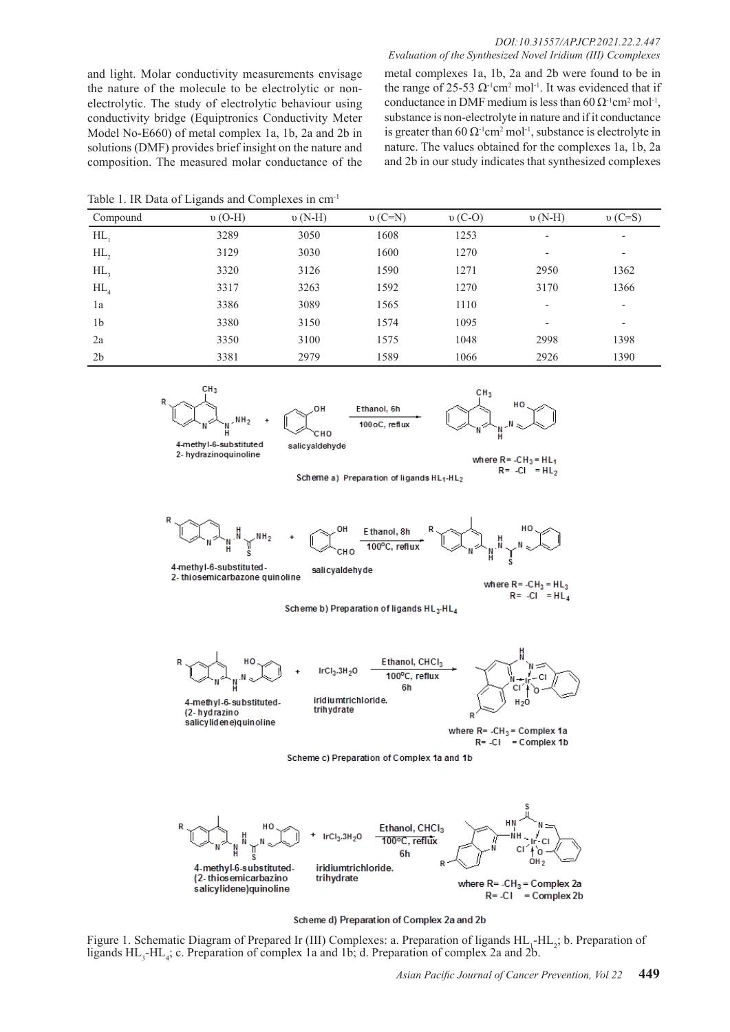and light. Molar conductivity measurements envisage the nature of the molecule to be electrolytic or non-electrolytic. The study of electrolytic behaviour using conductivity bridge (Equiptronics Conductivity Meter Model No-E660) of metal complex 1a, 1b, 2a and 2b in solutions (DMF) provides brief insight on the nature and composition. The measured molar conductance of the metal complexes 1a, 1b, 2a and 2b were found to be in the range of 25-53 $\Omega^{-1}cm^2 mol^{-1}$. It was evidenced that if conductance in DMF medium is less than 60 $\Omega^{-1}cm^2 mol^{-1}$, substance is non-electrolyte in nature and if it conductance is greater than 60 $\Omega^{-1}cm^2 mol^{-1}$, substance is electrolyte in nature. The values obtained for the complexes 1a, 1b, 2a and 2b in our study indicates that synthesized complexes

Table 1. IR Data of Ligands and Complexes in $cm^{-1}$

| Compound | υ (O-H) | υ (N-H) | υ (C=N) | υ (C-O) | υ (N-H) | υ (C=S) |
|---|---|---|---|---|---|---|
| $HL_1$ | 3289 | 3050 | 1608 | 1253 | - | - |
| $HL_2$ | 3129 | 3030 | 1600 | 1270 | - | - |
| $HL_3$ | 3320 | 3126 | 1590 | 1271 | 2950 | 1362 |
| $HL_4$ | 3317 | 3263 | 1592 | 1270 | 3170 | 1366 |
| 1a | 3386 | 3089 | 1565 | 1110 | - | - |
| 1b | 3380 | 3150 | 1574 | 1095 | - | - |
| 2a | 3350 | 3100 | 1575 | 1048 | 2998 | 1398 |
| 2b | 3381 | 2979 | 1589 | 1066 | 2926 | 1390 |

Scheme a) Preparation of ligands $HL_1$-$HL_2$

Scheme b) Preparation of ligands $HL_3$-$HL_4$

Scheme c) Preparation of Complex 1a and 1b

Scheme d) Preparation of Complex 2a and 2b

Figure 1. Schematic Diagram of Prepared Ir (III) Complexes: a. Preparation of ligands $HL_1$-$HL_2$; b. Preparation of ligands $HL_3$-$HL_4$; c. Preparation of complex 1a and 1b; d. Preparation of complex 2a and 2b.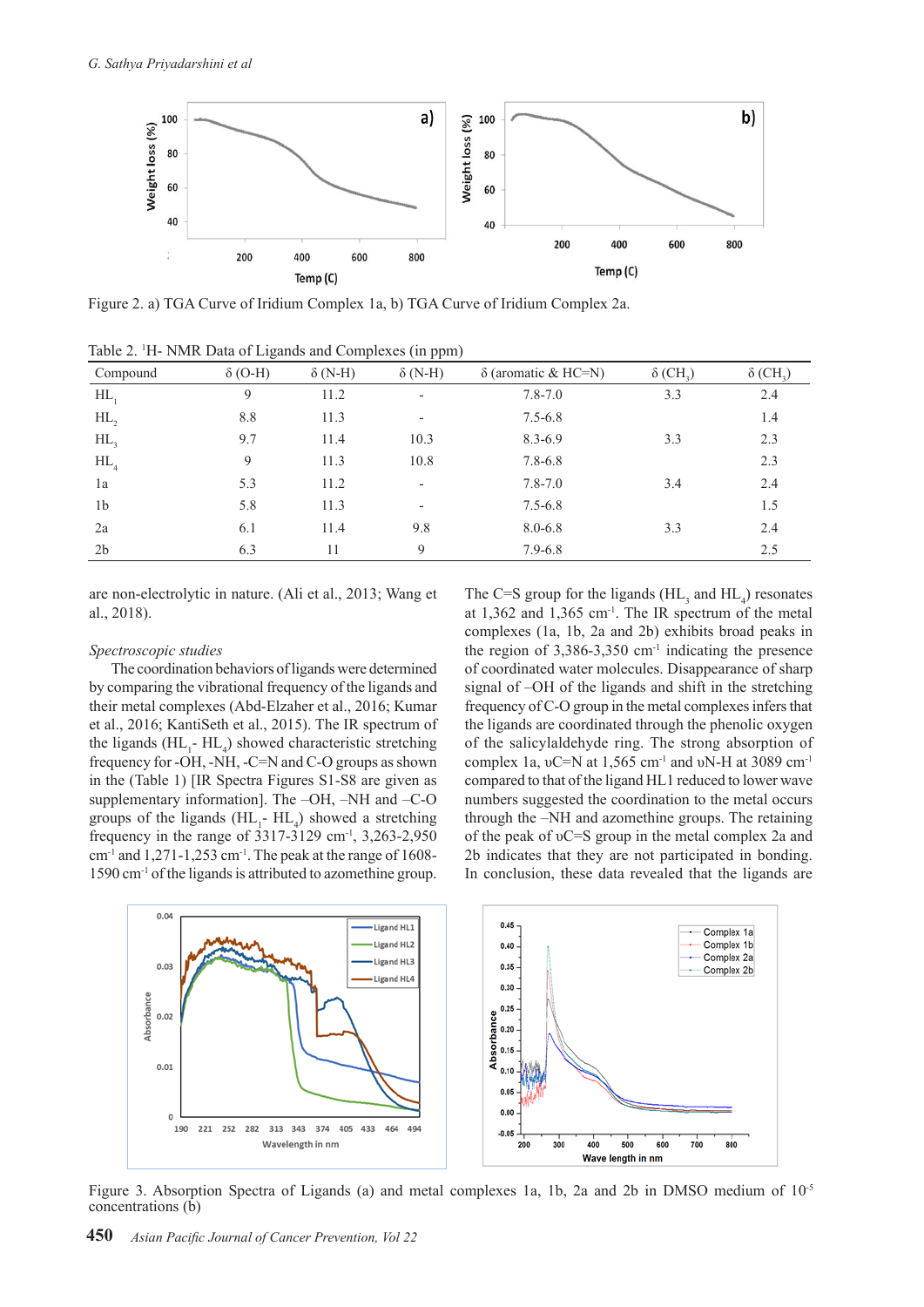Figure 2. a) TGA Curve of Iridium Complex 1a, b) TGA Curve of Iridium Complex 2a.

Table 2. [1]H- NMR Data of Ligands and Complexes (in ppm)

| Compound | δ (O-H) | δ (N-H) | δ (N-H) | δ (aromatic & HC=N) | δ ($CH_3$) | δ ($CH_3$) |
|---|---|---|---|---|---|---|
| $HL_1$ | 9 | 11.2 | - | 7.8-7.0 | 3.3 | 2.4 |
| $HL_2$ | 8.8 | 11.3 | - | 7.5-6.8 | | 1.4 |
| $HL_3$ | 9.7 | 11.4 | 10.3 | 8.3-6.9 | 3.3 | 2.3 |
| $HL_4$ | 9 | 11.3 | 10.8 | 7.8-6.8 | | 2.3 |
| 1a | 5.3 | 11.2 | - | 7.8-7.0 | 3.4 | 2.4 |
| 1b | 5.8 | 11.3 | - | 7.5-6.8 | | 1.5 |
| 2a | 6.1 | 11.4 | 9.8 | 8.0-6.8 | 3.3 | 2.4 |
| 2b | 6.3 | 11 | 9 | 7.9-6.8 | | 2.5 |

are non-electrolytic in nature. (Ali et al., 2013; Wang et al., 2018).

*Spectroscopic studies*

The coordination behaviors of ligands were determined by comparing the vibrational frequency of the ligands and their metal complexes (Abd-Elzaher et al., 2016; Kumar et al., 2016; KantiSeth et al., 2015). The IR spectrum of the ligands ($HL_1$- $HL_4$) showed characteristic stretching frequency for -OH, -NH, -C=N and C-O groups as shown in the (Table 1) [IR Spectra Figures S1-S8 are given as supplementary information]. The –OH, –NH and –C-O groups of the ligands ($HL_1$- $HL_4$) showed a stretching frequency in the range of 3317-3129 $cm^{-1}$, 3,263-2,950 $cm^{-1}$ and 1,271-1,253 $cm^{-1}$. The peak at the range of 1608-1590 $cm^{-1}$ of the ligands is attributed to azomethine group.

The C=S group for the ligands ($HL_3$ and $HL_4$) resonates at 1,362 and 1,365 $cm^{-1}$. The IR spectrum of the metal complexes (1a, 1b, 2a and 2b) exhibits broad peaks in the region of 3,386-3,350 $cm^{-1}$ indicating the presence of coordinated water molecules. Disappearance of sharp signal of –OH of the ligands and shift in the stretching frequency of C-O group in the metal complexes infers that the ligands are coordinated through the phenolic oxygen of the salicylaldehyde ring. The strong absorption of complex 1a, υC=N at 1,565 $cm^{-1}$ and υN-H at 3089 $cm^{-1}$ compared to that of the ligand HL1 reduced to lower wave numbers suggested the coordination to the metal occurs through the –NH and azomethine groups. The retaining of the peak of υC=S group in the metal complex 2a and 2b indicates that they are not participated in bonding. In conclusion, these data revealed that the ligands are

Figure 3. Absorption Spectra of Ligands (a) and metal complexes 1a, 1b, 2a and 2b in DMSO medium of $10^{-5}$ concentrations (b)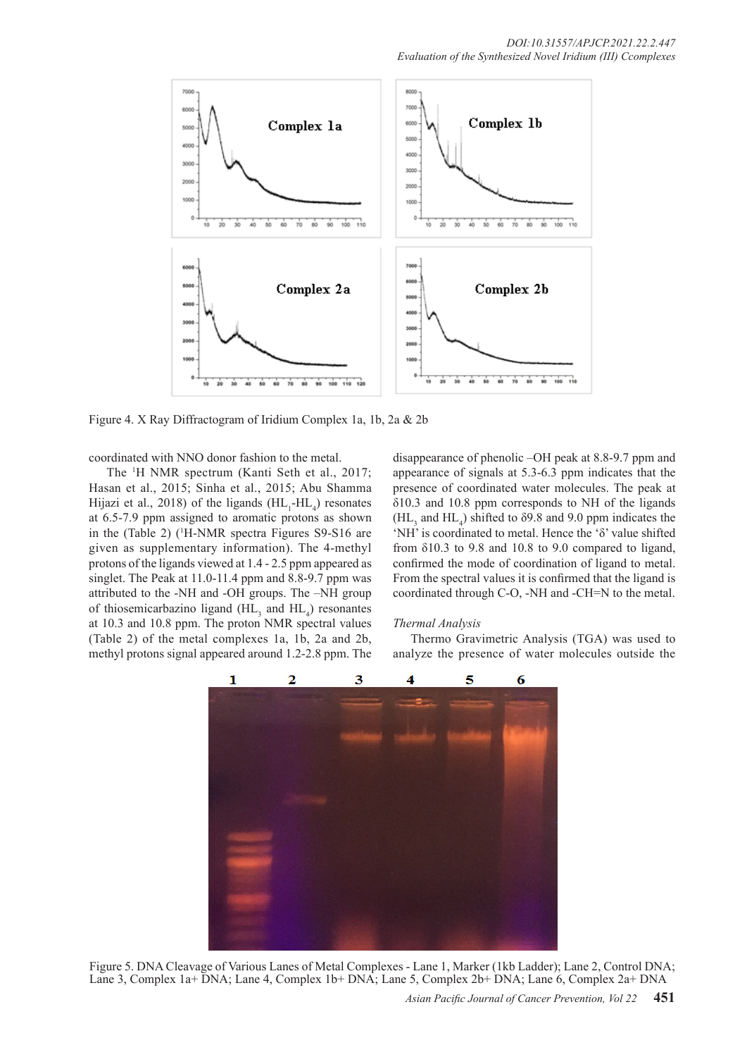Figure 4. X Ray Diffractogram of Iridium Complex 1a, 1b, 2a & 2b

coordinated with NNO donor fashion to the metal.

The [1]H NMR spectrum (Kanti Seth et al., 2017; Hasan et al., 2015; Sinha et al., 2015; Abu Shamma Hijazi et al., 2018) of the ligands ($HL_1$-$HL_4$) resonates at 6.5-7.9 ppm assigned to aromatic protons as shown in the (Table 2) ([1]H-NMR spectra Figures S9-S16 are given as supplementary information). The 4-methyl protons of the ligands viewed at 1.4 - 2.5 ppm appeared as singlet. The Peak at 11.0-11.4 ppm and 8.8-9.7 ppm was attributed to the -NH and -OH groups. The –NH group of thiosemicarbazino ligand ($HL_3$ and $HL_4$) resonantes at 10.3 and 10.8 ppm. The proton NMR spectral values (Table 2) of the metal complexes 1a, 1b, 2a and 2b, methyl protons signal appeared around 1.2-2.8 ppm. The disappearance of phenolic –OH peak at 8.8-9.7 ppm and appearance of signals at 5.3-6.3 ppm indicates that the presence of coordinated water molecules. The peak at δ10.3 and 10.8 ppm corresponds to NH of the ligands ($HL_3$ and $HL_4$) shifted to δ9.8 and 9.0 ppm indicates the 'NH' is coordinated to metal. Hence the 'δ' value shifted from δ10.3 to 9.8 and 10.8 to 9.0 compared to ligand, confirmed the mode of coordination of ligand to metal. From the spectral values it is confirmed that the ligand is coordinated through C-O, -NH and -CH=N to the metal.

*Thermal Analysis*

Thermo Gravimetric Analysis (TGA) was used to analyze the presence of water molecules outside the

Figure 5. DNA Cleavage of Various Lanes of Metal Complexes - Lane 1, Marker (1kb Ladder); Lane 2, Control DNA; Lane 3, Complex 1a+ DNA; Lane 4, Complex 1b+ DNA; Lane 5, Complex 2b+ DNA; Lane 6, Complex 2a+ DNA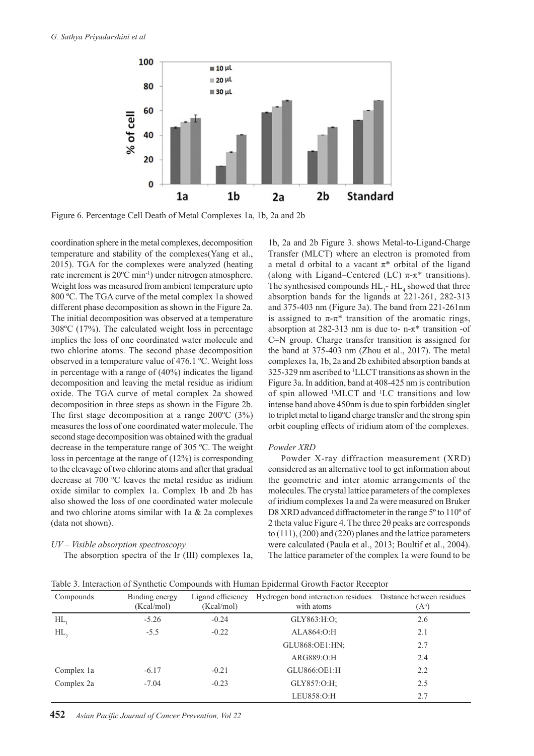Figure 6. Percentage Cell Death of Metal Complexes 1a, 1b, 2a and 2b

coordination sphere in the metal complexes, decomposition temperature and stability of the complexes(Yang et al., 2015). TGA for the complexes were analyzed (heating rate increment is 20ºC min$^{-1}$) under nitrogen atmosphere. Weight loss was measured from ambient temperature upto 800 ºC. The TGA curve of the metal complex 1a showed different phase decomposition as shown in the Figure 2a. The initial decomposition was observed at a temperature 308ºC (17%). The calculated weight loss in percentage implies the loss of one coordinated water molecule and two chlorine atoms. The second phase decomposition observed in a temperature value of 476.1 ºC. Weight loss in percentage with a range of (40%) indicates the ligand decomposition and leaving the metal residue as iridium oxide. The TGA curve of metal complex 2a showed decomposition in three steps as shown in the Figure 2b. The first stage decomposition at a range 200ºC (3%) measures the loss of one coordinated water molecule. The second stage decomposition was obtained with the gradual decrease in the temperature range of 305 ºC. The weight loss in percentage at the range of (12%) is corresponding to the cleavage of two chlorine atoms and after that gradual decrease at 700 ºC leaves the metal residue as iridium oxide similar to complex 1a. Complex 1b and 2b has also showed the loss of one coordinated water molecule and two chlorine atoms similar with 1a & 2a complexes (data not shown).

*UV – Visible absorption spectroscopy*

The absorption spectra of the Ir (III) complexes 1a, 1b, 2a and 2b Figure 3. shows Metal-to-Ligand-Charge Transfer (MLCT) where an electron is promoted from a metal d orbital to a vacant $\pi^*$ orbital of the ligand (along with Ligand–Centered (LC) $\pi$-$\pi^*$ transitions). The synthesised compounds $HL_1$- $HL_4$ showed that three absorption bands for the ligands at 221-261, 282-313 and 375-403 nm (Figure 3a). The band from 221-261nm is assigned to $\pi$-$\pi^*$ transition of the aromatic rings, absorption at 282-313 nm is due to- n-$\pi^*$ transition -of C=N group. Charge transfer transition is assigned for the band at 375-403 nm (Zhou et al., 2017). The metal complexes 1a, 1b, 2a and 2b exhibited absorption bands at 325-329 nm ascribed to $^1$LLCT transitions as shown in the Figure 3a. In addition, band at 408-425 nm is contribution of spin allowed $^1$MLCT and $^1$LC transitions and low intense band above 450nm is due to spin forbidden singlet to triplet metal to ligand charge transfer and the strong spin orbit coupling effects of iridium atom of the complexes.

*Powder XRD*

Powder X-ray diffraction measurement (XRD) considered as an alternative tool to get information about the geometric and inter atomic arrangements of the molecules. The crystal lattice parameters of the complexes of iridium complexes 1a and 2a were measured on Bruker D8 XRD advanced diffractometer in the range 5º to 110º of 2 theta value Figure 4. The three 2θ peaks are corresponds to (111), (200) and (220) planes and the lattice parameters were calculated (Paula et al., 2013; Boultif et al., 2004). The lattice parameter of the complex 1a were found to be

Table 3. Interaction of Synthetic Compounds with Human Epidermal Growth Factor Receptor

| Compounds | Binding energy (Kcal/mol) | Ligand efficiency (Kcal/mol) | Hydrogen bond interaction residues with atoms | Distance between residues (Aº) |
|---|---|---|---|---|
| $HL_1$ | -5.26 | -0.24 | GLY863:H:O; | 2.6 |
| $HL_3$ | -5.5 | -0.22 | ALA864:O:H | 2.1 |
| | | | GLU868:OE1:HN; | 2.7 |
| | | | ARG889:O:H | 2.4 |
| Complex 1a | -6.17 | -0.21 | GLU866:OE1:H | 2.2 |
| Complex 2a | -7.04 | -0.23 | GLY857:O:H; | 2.5 |
| | | | LEU858:O:H | 2.7 |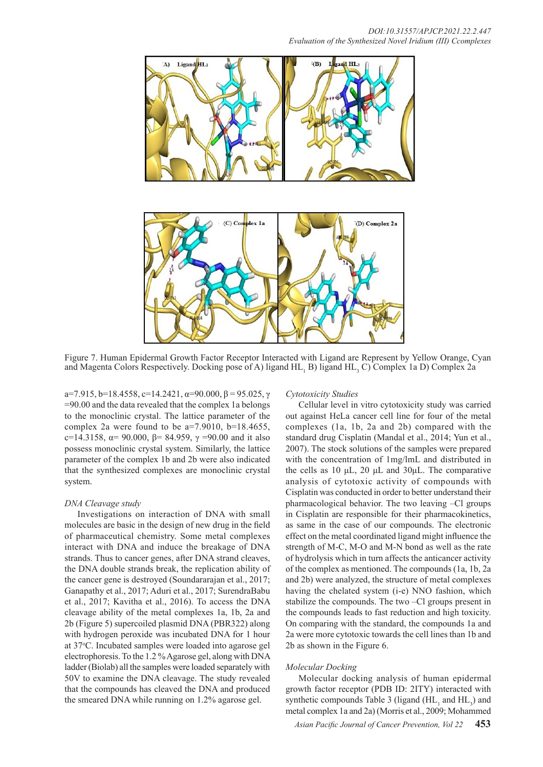Figure 7. Human Epidermal Growth Factor Receptor Interacted with Ligand are Represent by Yellow Orange, Cyan and Magenta Colors Respectively. Docking pose of A) ligand $HL_1$ B) ligand $HL_3$ C) Complex 1a D) Complex 2a

a=7.915, b=18.4558, c=14.2421, α=90.000, β = 95.025, γ =90.00 and the data revealed that the complex 1a belongs to the monoclinic crystal. The lattice parameter of the complex 2a were found to be a=7.9010, b=18.4655, c=14.3158, α= 90.000, β= 84.959, γ =90.00 and it also possess monoclinic crystal system. Similarly, the lattice parameter of the complex 1b and 2b were also indicated that the synthesized complexes are monoclinic crystal system.

*DNA Cleavage study*

Investigations on interaction of DNA with small molecules are basic in the design of new drug in the field of pharmaceutical chemistry. Some metal complexes interact with DNA and induce the breakage of DNA strands. Thus to cancer genes, after DNA strand cleaves, the DNA double strands break, the replication ability of the cancer gene is destroyed (Soundararajan et al., 2017; Ganapathy et al., 2017; Aduri et al., 2017; SurendraBabu et al., 2017; Kavitha et al., 2016). To access the DNA cleavage ability of the metal complexes 1a, 1b, 2a and 2b (Figure 5) supercoiled plasmid DNA (PBR322) along with hydrogen peroxide was incubated DNA for 1 hour at 37°C. Incubated samples were loaded into agarose gel electrophoresis. To the 1.2 % Agarose gel, along with DNA ladder (Biolab) all the samples were loaded separately with 50V to examine the DNA cleavage. The study revealed that the compounds has cleaved the DNA and produced the smeared DNA while running on 1.2% agarose gel.

*Cytotoxicity Studies*

Cellular level in vitro cytotoxicity study was carried out against HeLa cancer cell line for four of the metal complexes (1a, 1b, 2a and 2b) compared with the standard drug Cisplatin (Mandal et al., 2014; Yun et al., 2007). The stock solutions of the samples were prepared with the concentration of 1mg/lmL and distributed in the cells as 10 µL, 20 µL and 30µL. The comparative analysis of cytotoxic activity of compounds with Cisplatin was conducted in order to better understand their pharmacological behavior. The two leaving –Cl groups in Cisplatin are responsible for their pharmacokinetics, as same in the case of our compounds. The electronic effect on the metal coordinated ligand might influence the strength of M-C, M-O and M-N bond as well as the rate of hydrolysis which in turn affects the anticancer activity of the complex as mentioned. The compounds (1a, 1b, 2a and 2b) were analyzed, the structure of metal complexes having the chelated system (i-e) NNO fashion, which stabilize the compounds. The two –Cl groups present in the compounds leads to fast reduction and high toxicity. On comparing with the standard, the compounds 1a and 2a were more cytotoxic towards the cell lines than 1b and 2b as shown in the Figure 6.

*Molecular Docking*

Molecular docking analysis of human epidermal growth factor receptor (PDB ID: 2ITY) interacted with synthetic compounds Table 3 (ligand ($HL_1$ and $HL_3$) and metal complex 1a and 2a) (Morris et al., 2009; Mohammed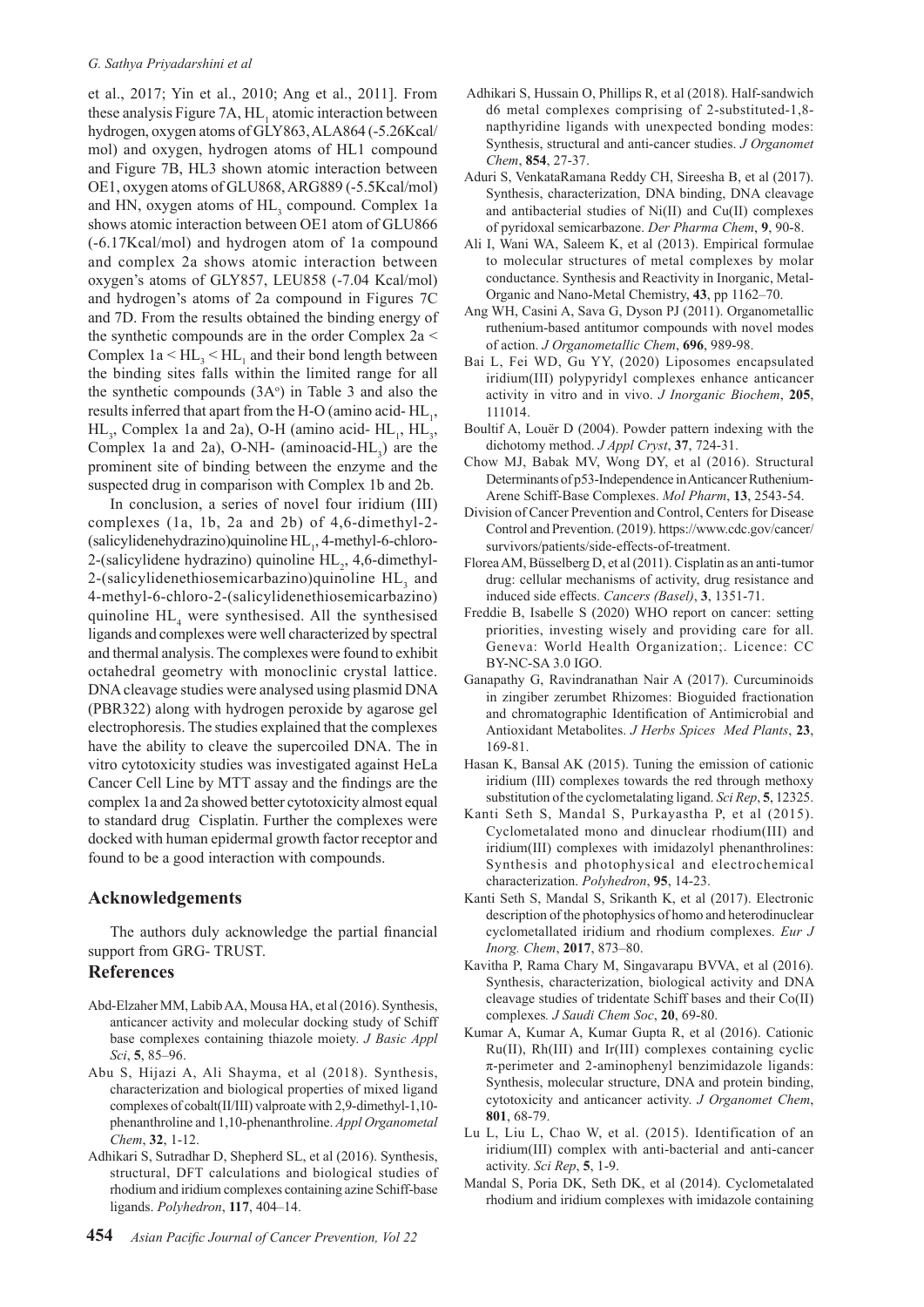et al., 2017; Yin et al., 2010; Ang et al., 2011]. From these analysis Figure 7A, $HL_1$ atomic interaction between hydrogen, oxygen atoms of GLY863, ALA864 (-5.26Kcal/mol) and oxygen, hydrogen atoms of HL1 compound and Figure 7B, HL3 shown atomic interaction between OE1, oxygen atoms of GLU868, ARG889 (-5.5Kcal/mol) and HN, oxygen atoms of $HL_3$ compound. Complex 1a shows atomic interaction between OE1 atom of GLU866 (-6.17Kcal/mol) and hydrogen atom of 1a compound and complex 2a shows atomic interaction between oxygen's atoms of GLY857, LEU858 (-7.04 Kcal/mol) and hydrogen's atoms of 2a compound in Figures 7C and 7D. From the results obtained the binding energy of the synthetic compounds are in the order Complex 2a < Complex 1a < $HL_3$ < $HL_1$ and their bond length between the binding sites falls within the limited range for all the synthetic compounds (3A°) in Table 3 and also the results inferred that apart from the H-O (amino acid- $HL_1$, $HL_3$, Complex 1a and 2a), O-H (amino acid- $HL_1$, $HL_3$, Complex 1a and 2a), O-NH- (aminoacid-$HL_3$) are the prominent site of binding between the enzyme and the suspected drug in comparison with Complex 1b and 2b.

In conclusion, a series of novel four iridium (III) complexes (1a, 1b, 2a and 2b) of 4,6-dimethyl-2-(salicylidenehydrazino)quinoline $HL_1$, 4-methyl-6-chloro-2-(salicylidene hydrazino) quinoline $HL_2$, 4,6-dimethyl-2-(salicylidenethiosemicarbazino)quinoline $HL_3$ and 4-methyl-6-chloro-2-(salicylidenethiosemicarbazino) quinoline $HL_4$ were synthesised. All the synthesised ligands and complexes were well characterized by spectral and thermal analysis. The complexes were found to exhibit octahedral geometry with monoclinic crystal lattice. DNA cleavage studies were analysed using plasmid DNA (PBR322) along with hydrogen peroxide by agarose gel electrophoresis. The studies explained that the complexes have the ability to cleave the supercoiled DNA. The in vitro cytotoxicity studies was investigated against HeLa Cancer Cell Line by MTT assay and the findings are the complex 1a and 2a showed better cytotoxicity almost equal to standard drug Cisplatin. Further the complexes were docked with human epidermal growth factor receptor and found to be a good interaction with compounds.

## Acknowledgements

The authors duly acknowledge the partial financial support from GRG- TRUST.

## References

Abd-Elzaher MM, Labib AA, Mousa HA, et al (2016). Synthesis, anticancer activity and molecular docking study of Schiff base complexes containing thiazole moiety. *J Basic Appl Sci*, **5**, 85–96.

Abu S, Hijazi A, Ali Shayma, et al (2018). Synthesis, characterization and biological properties of mixed ligand complexes of cobalt(II/III) valproate with 2,9-dimethyl-1,10-phenanthroline and 1,10-phenanthroline. *Appl Organometal Chem*, **32**, 1-12.

Adhikari S, Sutradhar D, Shepherd SL, et al (2016). Synthesis, structural, DFT calculations and biological studies of rhodium and iridium complexes containing azine Schiff-base ligands. *Polyhedron*, **117**, 404–14.

Adhikari S, Hussain O, Phillips R, et al (2018). Half-sandwich d6 metal complexes comprising of 2-substituted-1,8-napthyridine ligands with unexpected bonding modes: Synthesis, structural and anti-cancer studies. *J Organomet Chem*, **854**, 27-37.

Aduri S, VenkataRamana Reddy CH, Sireesha B, et al (2017). Synthesis, characterization, DNA binding, DNA cleavage and antibacterial studies of Ni(II) and Cu(II) complexes of pyridoxal semicarbazone. *Der Pharma Chem*, **9**, 90-8.

Ali I, Wani WA, Saleem K, et al (2013). Empirical formulae to molecular structures of metal complexes by molar conductance. Synthesis and Reactivity in Inorganic, Metal-Organic and Nano-Metal Chemistry, **43**, pp 1162–70.

Ang WH, Casini A, Sava G, Dyson PJ (2011). Organometallic ruthenium-based antitumor compounds with novel modes of action. *J Organometallic Chem*, **696**, 989-98.

Bai L, Fei WD, Gu YY, (2020) Liposomes encapsulated iridium(III) polypyridyl complexes enhance anticancer activity in vitro and in vivo. *J Inorganic Biochem*, **205**, 111014.

Boultif A, Louër D (2004). Powder pattern indexing with the dichotomy method. *J Appl Cryst*, **37**, 724-31.

Chow MJ, Babak MV, Wong DY, et al (2016). Structural Determinants of p53-Independence in Anticancer Ruthenium-Arene Schiff-Base Complexes. *Mol Pharm*, **13**, 2543-54.

Division of Cancer Prevention and Control, Centers for Disease Control and Prevention. (2019). https://www.cdc.gov/cancer/survivors/patients/side-effects-of-treatment.

Florea AM, Büsselberg D, et al (2011). Cisplatin as an anti-tumor drug: cellular mechanisms of activity, drug resistance and induced side effects. *Cancers (Basel)*, **3**, 1351-71.

Freddie B, Isabelle S (2020) WHO report on cancer: setting priorities, investing wisely and providing care for all. Geneva: World Health Organization;. Licence: CC BY-NC-SA 3.0 IGO.

Ganapathy G, Ravindranathan Nair A (2017). Curcuminoids in zingiber zerumbet Rhizomes: Bioguided fractionation and chromatographic Identification of Antimicrobial and Antioxidant Metabolites. *J Herbs Spices Med Plants*, **23**, 169-81.

Hasan K, Bansal AK (2015). Tuning the emission of cationic iridium (III) complexes towards the red through methoxy substitution of the cyclometalating ligand. *Sci Rep*, **5**, 12325.

Kanti Seth S, Mandal S, Purkayastha P, et al (2015). Cyclometalated mono and dinuclear rhodium(III) and iridium(III) complexes with imidazolyl phenanthrolines: Synthesis and photophysical and electrochemical characterization. *Polyhedron*, **95**, 14-23.

Kanti Seth S, Mandal S, Srikanth K, et al (2017). Electronic description of the photophysics of homo and heterodinuclear cyclometallated iridium and rhodium complexes. *Eur J Inorg. Chem*, **2017**, 873–80.

Kavitha P, Rama Chary M, Singavarapu BVVA, et al (2016). Synthesis, characterization, biological activity and DNA cleavage studies of tridentate Schiff bases and their Co(II) complexes. *J Saudi Chem Soc*, **20**, 69-80.

Kumar A, Kumar A, Kumar Gupta R, et al (2016). Cationic Ru(II), Rh(III) and Ir(III) complexes containing cyclic π-perimeter and 2-aminophenyl benzimidazole ligands: Synthesis, molecular structure, DNA and protein binding, cytotoxicity and anticancer activity. *J Organomet Chem*, **801**, 68-79.

Lu L, Liu L, Chao W, et al. (2015). Identification of an iridium(III) complex with anti-bacterial and anti-cancer activity. *Sci Rep*, **5**, 1-9.

Mandal S, Poria DK, Seth DK, et al (2014). Cyclometalated rhodium and iridium complexes with imidazole containing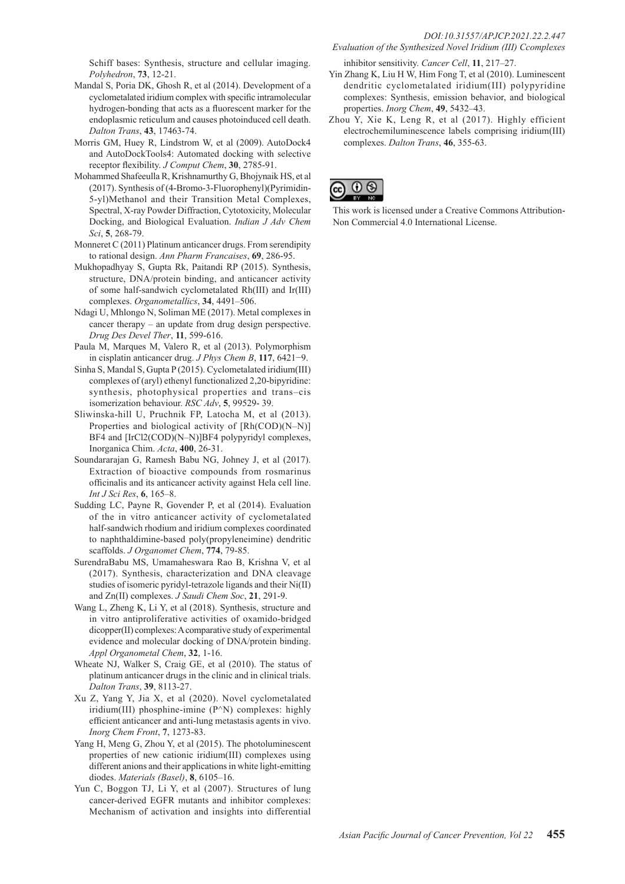Schiff bases: Synthesis, structure and cellular imaging. *Polyhedron*, **73**, 12-21.

Mandal S, Poria DK, Ghosh R, et al (2014). Development of a cyclometalated iridium complex with specific intramolecular hydrogen-bonding that acts as a fluorescent marker for the endoplasmic reticulum and causes photoinduced cell death. *Dalton Trans*, **43**, 17463-74.

Morris GM, Huey R, Lindstrom W, et al (2009). AutoDock4 and AutoDockTools4: Automated docking with selective receptor flexibility. *J Comput Chem*, **30**, 2785-91.

Mohammed Shafeeulla R, Krishnamurthy G, Bhojynaik HS, et al (2017). Synthesis of (4-Bromo-3-Fluorophenyl)(Pyrimidin-5-yl)Methanol and their Transition Metal Complexes, Spectral, X-ray Powder Diffraction, Cytotoxicity, Molecular Docking, and Biological Evaluation. *Indian J Adv Chem Sci*, **5**, 268-79.

Monneret C (2011) Platinum anticancer drugs. From serendipity to rational design. *Ann Pharm Francaises*, **69**, 286-95.

Mukhopadhyay S, Gupta Rk, Paitandi RP (2015). Synthesis, structure, DNA/protein binding, and anticancer activity of some half-sandwich cyclometalated Rh(III) and Ir(III) complexes. *Organometallics*, **34**, 4491–506.

Ndagi U, Mhlongo N, Soliman ME (2017). Metal complexes in cancer therapy – an update from drug design perspective. *Drug Des Devel Ther*, **11**, 599-616.

Paula M, Marques M, Valero R, et al (2013). Polymorphism in cisplatin anticancer drug. *J Phys Chem B*, **117**, 6421−9.

Sinha S, Mandal S, Gupta P (2015). Cyclometalated iridium(III) complexes of (aryl) ethenyl functionalized 2,20-bipyridine: synthesis, photophysical properties and trans–cis isomerization behaviour. *RSC Adv*, **5**, 99529- 39.

Sliwinska-hill U, Pruchnik FP, Latocha M, et al (2013). Properties and biological activity of [Rh(COD)(N–N)] BF4 and [IrCl2(COD)(N–N)]BF4 polypyridyl complexes, Inorganica Chim. *Acta*, **400**, 26-31.

Soundararajan G, Ramesh Babu NG, Johney J, et al (2017). Extraction of bioactive compounds from rosmarinus officinalis and its anticancer activity against Hela cell line. *Int J Sci Res*, **6**, 165–8.

Sudding LC, Payne R, Govender P, et al (2014). Evaluation of the in vitro anticancer activity of cyclometalated half-sandwich rhodium and iridium complexes coordinated to naphthaldimine-based poly(propyleneimine) dendritic scaffolds. *J Organomet Chem*, **774**, 79-85.

SurendraBabu MS, Umamaheswara Rao B, Krishna V, et al (2017). Synthesis, characterization and DNA cleavage studies of isomeric pyridyl-tetrazole ligands and their Ni(II) and Zn(II) complexes. *J Saudi Chem Soc*, **21**, 291-9.

Wang L, Zheng K, Li Y, et al (2018). Synthesis, structure and in vitro antiproliferative activities of oxamido-bridged dicopper(II) complexes: A comparative study of experimental evidence and molecular docking of DNA/protein binding. *Appl Organometal Chem*, **32**, 1-16.

Wheate NJ, Walker S, Craig GE, et al (2010). The status of platinum anticancer drugs in the clinic and in clinical trials. *Dalton Trans*, **39**, 8113-27.

Xu Z, Yang Y, Jia X, et al (2020). Novel cyclometalated iridium(III) phosphine-imine (P^N) complexes: highly efficient anticancer and anti-lung metastasis agents in vivo. *Inorg Chem Front*, **7**, 1273-83.

Yang H, Meng G, Zhou Y, et al (2015). The photoluminescent properties of new cationic iridium(III) complexes using different anions and their applications in white light-emitting diodes. *Materials (Basel)*, **8**, 6105–16.

Yun C, Boggon TJ, Li Y, et al (2007). Structures of lung cancer-derived EGFR mutants and inhibitor complexes: Mechanism of activation and insights into differential inhibitor sensitivity. *Cancer Cell*, **11**, 217–27.

Yin Zhang K, Liu H W, Him Fong T, et al (2010). Luminescent dendritic cyclometalated iridium(III) polypyridine complexes: Synthesis, emission behavior, and biological properties. *Inorg Chem*, **49**, 5432–43.

Zhou Y, Xie K, Leng R, et al (2017). Highly efficient electrochemiluminescence labels comprising iridium(III) complexes. *Dalton Trans*, **46**, 355-63.

This work is licensed under a Creative Commons Attribution-Non Commercial 4.0 International License.